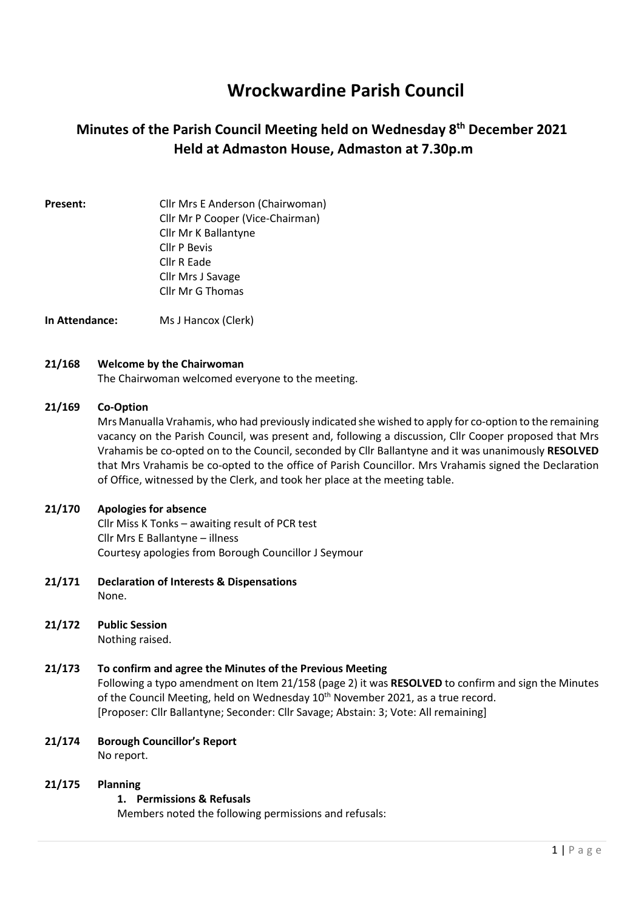# Wrockwardine Parish Council

## Minutes of the Parish Council Meeting held on Wednesday 8th December 2021
## Held at Admaston House, Admaston at 7.30p.m

**Present:**
Cllr Mrs E Anderson (Chairwoman)
Cllr Mr P Cooper (Vice-Chairman)
Cllr Mr K Ballantyne
Cllr P Bevis
Cllr R Eade
Cllr Mrs J Savage
Cllr Mr G Thomas

**In Attendance:** Ms J Hancox (Clerk)

**21/168 Welcome by the Chairwoman**

The Chairwoman welcomed everyone to the meeting.

**21/169 Co-Option**

Mrs Manualla Vrahamis, who had previously indicated she wished to apply for co-option to the remaining vacancy on the Parish Council, was present and, following a discussion, Cllr Cooper proposed that Mrs Vrahamis be co-opted on to the Council, seconded by Cllr Ballantyne and it was unanimously **RESOLVED** that Mrs Vrahamis be co-opted to the office of Parish Councillor. Mrs Vrahamis signed the Declaration of Office, witnessed by the Clerk, and took her place at the meeting table.

**21/170 Apologies for absence**

Cllr Miss K Tonks – awaiting result of PCR test
Cllr Mrs E Ballantyne – illness
Courtesy apologies from Borough Councillor J Seymour

**21/171 Declaration of Interests & Dispensations**

None.

**21/172 Public Session**

Nothing raised.

**21/173 To confirm and agree the Minutes of the Previous Meeting**

Following a typo amendment on Item 21/158 (page 2) it was **RESOLVED** to confirm and sign the Minutes of the Council Meeting, held on Wednesday 10th November 2021, as a true record.
[Proposer: Cllr Ballantyne; Seconder: Cllr Savage; Abstain: 3; Vote: All remaining]

**21/174 Borough Councillor's Report**

No report.

**21/175 Planning**

1. **Permissions & Refusals**

Members noted the following permissions and refusals: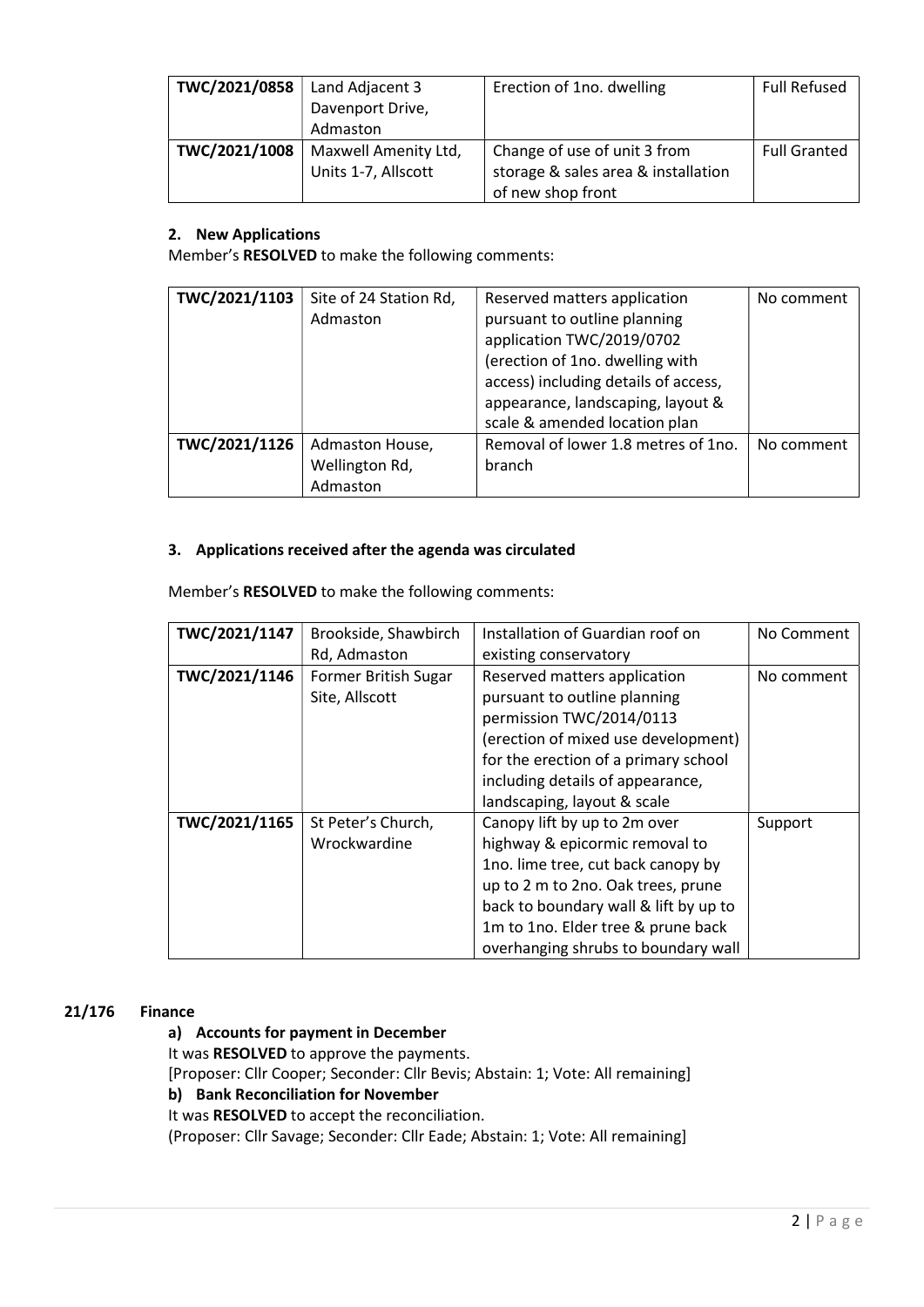| TWC/2021/0858 | Land Adjacent 3 Davenport Drive, Admaston | Erection of 1no. dwelling | Full Refused |
|---|---|---|---|
| TWC/2021/1008 | Maxwell Amenity Ltd, Units 1-7, Allscott | Change of use of unit 3 from storage & sales area & installation of new shop front | Full Granted |

**2. New Applications**

Member's **RESOLVED** to make the following comments:

| TWC/2021/1103 | Site of 24 Station Rd, Admaston | Reserved matters application pursuant to outline planning application TWC/2019/0702 (erection of 1no. dwelling with access) including details of access, appearance, landscaping, layout & scale & amended location plan | No comment |
|---|---|---|---|
| TWC/2021/1126 | Admaston House, Wellington Rd, Admaston | Removal of lower 1.8 metres of 1no. branch | No comment |

**3. Applications received after the agenda was circulated**

Member's **RESOLVED** to make the following comments:

| TWC/2021/1147 | Brookside, Shawbirch Rd, Admaston | Installation of Guardian roof on existing conservatory | No Comment |
|---|---|---|---|
| TWC/2021/1146 | Former British Sugar Site, Allscott | Reserved matters application pursuant to outline planning permission TWC/2014/0113 (erection of mixed use development) for the erection of a primary school including details of appearance, landscaping, layout & scale | No comment |
| TWC/2021/1165 | St Peter's Church, Wrockwardine | Canopy lift by up to 2m over highway & epicormic removal to 1no. lime tree, cut back canopy by up to 2 m to 2no. Oak trees, prune back to boundary wall & lift by up to 1m to 1no. Elder tree & prune back overhanging shrubs to boundary wall | Support |

**21/176 Finance**

**a) Accounts for payment in December**

It was **RESOLVED** to approve the payments.

[Proposer: Cllr Cooper; Seconder: Cllr Bevis; Abstain: 1; Vote: All remaining]

**b) Bank Reconciliation for November**

It was **RESOLVED** to accept the reconciliation.

(Proposer: Cllr Savage; Seconder: Cllr Eade; Abstain: 1; Vote: All remaining]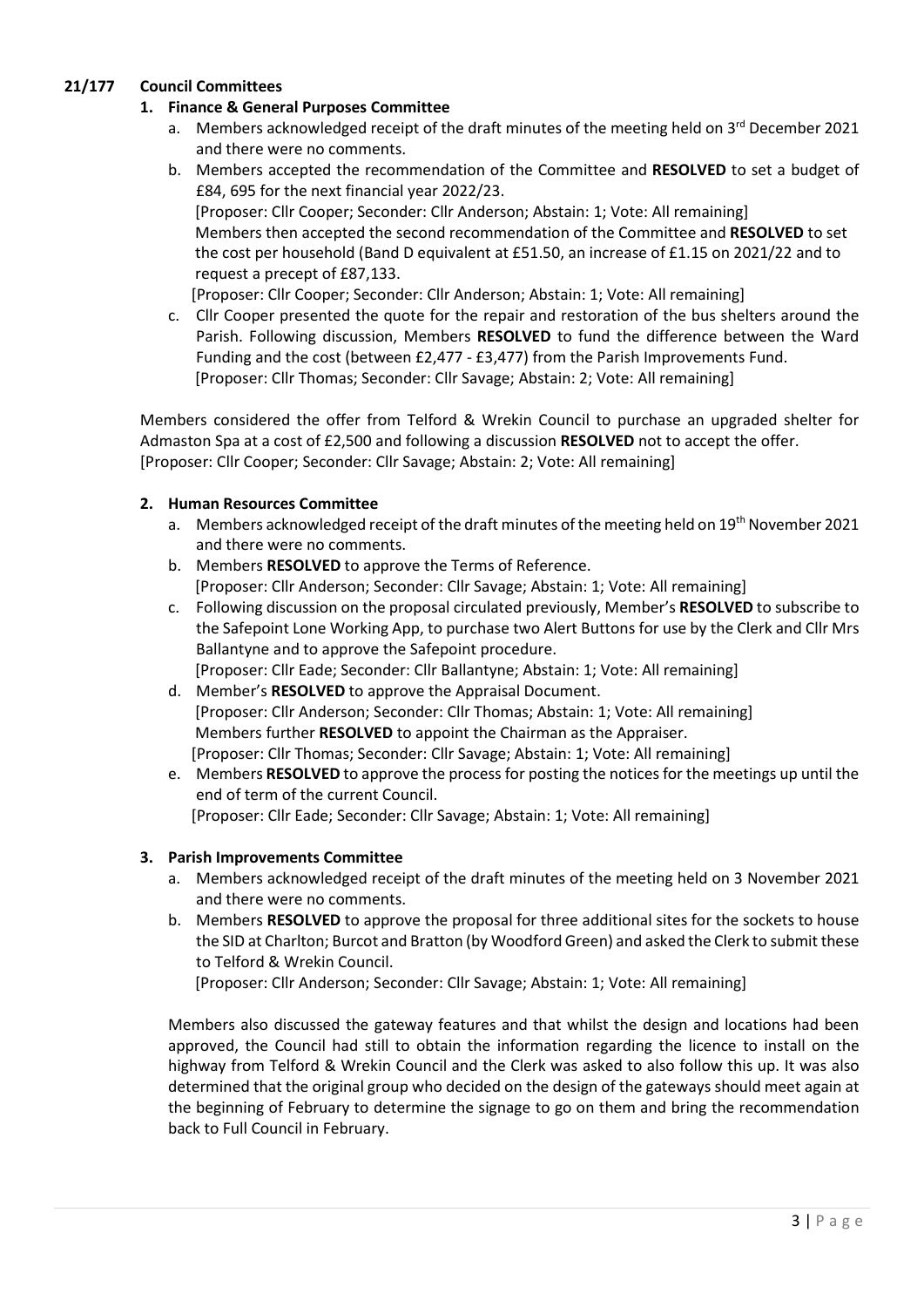**21/177 Council Committees**

**1. Finance & General Purposes Committee**

a. Members acknowledged receipt of the draft minutes of the meeting held on 3rd December 2021 and there were no comments.

b. Members accepted the recommendation of the Committee and **RESOLVED** to set a budget of £84, 695 for the next financial year 2022/23.
[Proposer: Cllr Cooper; Seconder: Cllr Anderson; Abstain: 1; Vote: All remaining]
Members then accepted the second recommendation of the Committee and **RESOLVED** to set the cost per household (Band D equivalent at £51.50, an increase of £1.15 on 2021/22 and to request a precept of £87,133.
[Proposer: Cllr Cooper; Seconder: Cllr Anderson; Abstain: 1; Vote: All remaining]

c. Cllr Cooper presented the quote for the repair and restoration of the bus shelters around the Parish. Following discussion, Members **RESOLVED** to fund the difference between the Ward Funding and the cost (between £2,477 - £3,477) from the Parish Improvements Fund.
[Proposer: Cllr Thomas; Seconder: Cllr Savage; Abstain: 2; Vote: All remaining]

Members considered the offer from Telford & Wrekin Council to purchase an upgraded shelter for Admaston Spa at a cost of £2,500 and following a discussion **RESOLVED** not to accept the offer.
[Proposer: Cllr Cooper; Seconder: Cllr Savage; Abstain: 2; Vote: All remaining]

**2. Human Resources Committee**

a. Members acknowledged receipt of the draft minutes of the meeting held on 19th November 2021 and there were no comments.

b. Members **RESOLVED** to approve the Terms of Reference.
[Proposer: Cllr Anderson; Seconder: Cllr Savage; Abstain: 1; Vote: All remaining]

c. Following discussion on the proposal circulated previously, Member's **RESOLVED** to subscribe to the Safepoint Lone Working App, to purchase two Alert Buttons for use by the Clerk and Cllr Mrs Ballantyne and to approve the Safepoint procedure.
[Proposer: Cllr Eade; Seconder: Cllr Ballantyne; Abstain: 1; Vote: All remaining]

d. Member's **RESOLVED** to approve the Appraisal Document.
[Proposer: Cllr Anderson; Seconder: Cllr Thomas; Abstain: 1; Vote: All remaining]
Members further **RESOLVED** to appoint the Chairman as the Appraiser.
[Proposer: Cllr Thomas; Seconder: Cllr Savage; Abstain: 1; Vote: All remaining]

e. Members **RESOLVED** to approve the process for posting the notices for the meetings up until the end of term of the current Council.
[Proposer: Cllr Eade; Seconder: Cllr Savage; Abstain: 1; Vote: All remaining]

**3. Parish Improvements Committee**

a. Members acknowledged receipt of the draft minutes of the meeting held on 3 November 2021 and there were no comments.

b. Members **RESOLVED** to approve the proposal for three additional sites for the sockets to house the SID at Charlton; Burcot and Bratton (by Woodford Green) and asked the Clerk to submit these to Telford & Wrekin Council.
[Proposer: Cllr Anderson; Seconder: Cllr Savage; Abstain: 1; Vote: All remaining]

Members also discussed the gateway features and that whilst the design and locations had been approved, the Council had still to obtain the information regarding the licence to install on the highway from Telford & Wrekin Council and the Clerk was asked to also follow this up. It was also determined that the original group who decided on the design of the gateways should meet again at the beginning of February to determine the signage to go on them and bring the recommendation back to Full Council in February.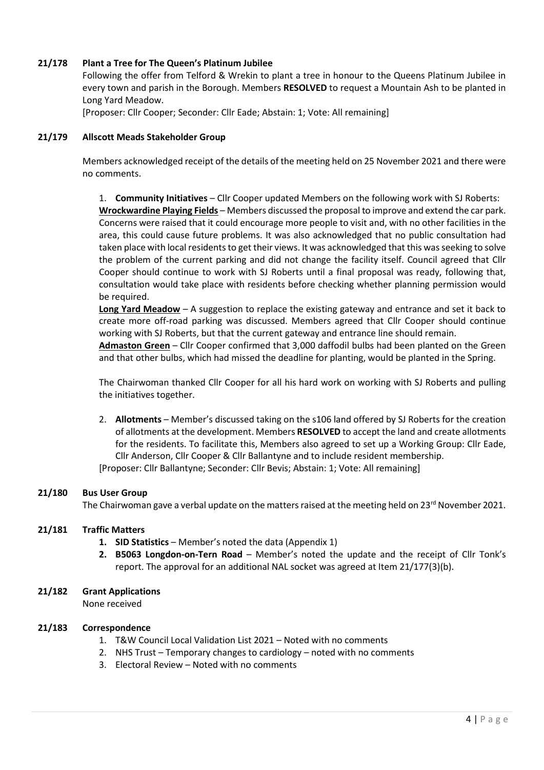**21/178 Plant a Tree for The Queen's Platinum Jubilee**

Following the offer from Telford & Wrekin to plant a tree in honour to the Queens Platinum Jubilee in every town and parish in the Borough. Members **RESOLVED** to request a Mountain Ash to be planted in Long Yard Meadow.

[Proposer: Cllr Cooper; Seconder: Cllr Eade; Abstain: 1; Vote: All remaining]

**21/179 Allscott Meads Stakeholder Group**

Members acknowledged receipt of the details of the meeting held on 25 November 2021 and there were no comments.

1. **Community Initiatives** – Cllr Cooper updated Members on the following work with SJ Roberts:

   **<u>Wrockwardine Playing Fields</u>** – Members discussed the proposal to improve and extend the car park. Concerns were raised that it could encourage more people to visit and, with no other facilities in the area, this could cause future problems. It was also acknowledged that no public consultation had taken place with local residents to get their views. It was acknowledged that this was seeking to solve the problem of the current parking and did not change the facility itself. Council agreed that Cllr Cooper should continue to work with SJ Roberts until a final proposal was ready, following that, consultation would take place with residents before checking whether planning permission would be required.

   **<u>Long Yard Meadow</u>** – A suggestion to replace the existing gateway and entrance and set it back to create more off-road parking was discussed. Members agreed that Cllr Cooper should continue working with SJ Roberts, but that the current gateway and entrance line should remain.

   **<u>Admaston Green</u>** – Cllr Cooper confirmed that 3,000 daffodil bulbs had been planted on the Green and that other bulbs, which had missed the deadline for planting, would be planted in the Spring.

   The Chairwoman thanked Cllr Cooper for all his hard work on working with SJ Roberts and pulling the initiatives together.

2. **Allotments** – Member's discussed taking on the s106 land offered by SJ Roberts for the creation of allotments at the development. Members **RESOLVED** to accept the land and create allotments for the residents. To facilitate this, Members also agreed to set up a Working Group: Cllr Eade, Cllr Anderson, Cllr Cooper & Cllr Ballantyne and to include resident membership.

[Proposer: Cllr Ballantyne; Seconder: Cllr Bevis; Abstain: 1; Vote: All remaining]

**21/180 Bus User Group**

The Chairwoman gave a verbal update on the matters raised at the meeting held on 23rd November 2021.

**21/181 Traffic Matters**

1. **SID Statistics** – Member's noted the data (Appendix 1)
2. **B5063 Longdon-on-Tern Road** – Member's noted the update and the receipt of Cllr Tonk's report. The approval for an additional NAL socket was agreed at Item 21/177(3)(b).

**21/182 Grant Applications**

None received

**21/183 Correspondence**

1. T&W Council Local Validation List 2021 – Noted with no comments
2. NHS Trust – Temporary changes to cardiology – noted with no comments
3. Electoral Review – Noted with no comments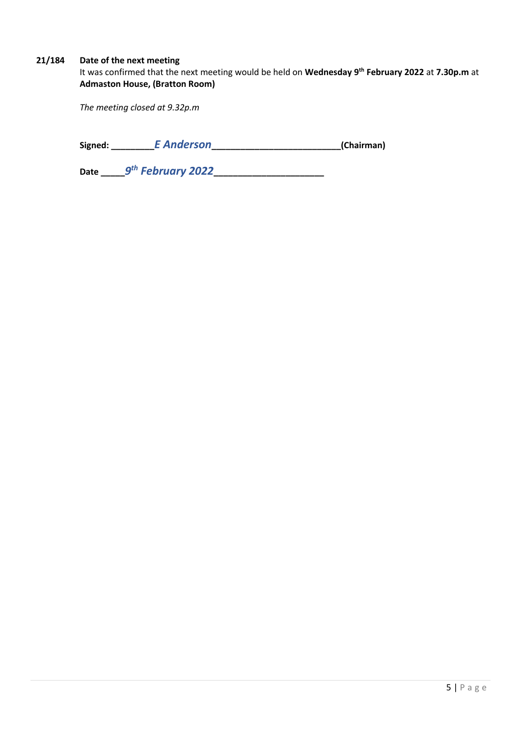**21/184 Date of the next meeting**

It was confirmed that the next meeting would be held on **Wednesday 9th February 2022** at **7.30p.m** at **Admaston House, (Bratton Room)**

*The meeting closed at 9.32p.m*

**Signed:** ________*E Anderson*__________________________**(Chairman)**

**Date** _____*9th February 2022*_____________________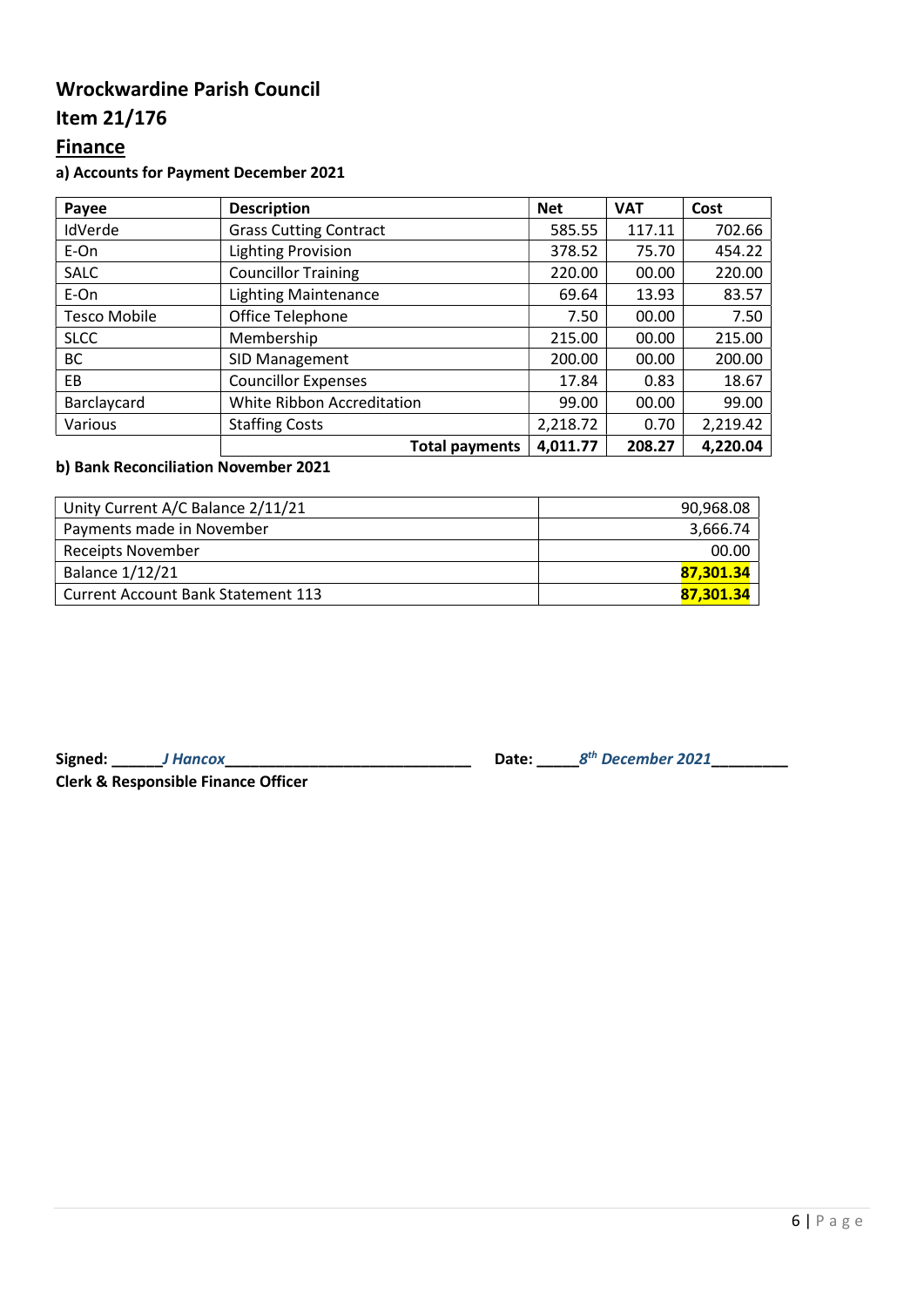# Wrockwardine Parish Council

## Item 21/176

## Finance

**a) Accounts for Payment December 2021**

| Payee | Description | Net | VAT | Cost |
|---|---|---|---|---|
| IdVerde | Grass Cutting Contract | 585.55 | 117.11 | 702.66 |
| E-On | Lighting Provision | 378.52 | 75.70 | 454.22 |
| SALC | Councillor Training | 220.00 | 00.00 | 220.00 |
| E-On | Lighting Maintenance | 69.64 | 13.93 | 83.57 |
| Tesco Mobile | Office Telephone | 7.50 | 00.00 | 7.50 |
| SLCC | Membership | 215.00 | 00.00 | 215.00 |
| BC | SID Management | 200.00 | 00.00 | 200.00 |
| EB | Councillor Expenses | 17.84 | 0.83 | 18.67 |
| Barclaycard | White Ribbon Accreditation | 99.00 | 00.00 | 99.00 |
| Various | Staffing Costs | 2,218.72 | 0.70 | 2,219.42 |
| | **Total payments** | **4,011.77** | **208.27** | **4,220.04** |

**b) Bank Reconciliation November 2021**

| | |
|---|---|
| Unity Current A/C Balance 2/11/21 | 90,968.08 |
| Payments made in November | 3,666.74 |
| Receipts November | 00.00 |
| Balance 1/12/21 | **87,301.34** |
| Current Account Bank Statement 113 | **87,301.34** |

**Signed:** ______*J Hancox*______________________________ **Date:** _____*8th December 2021*_________

**Clerk & Responsible Finance Officer**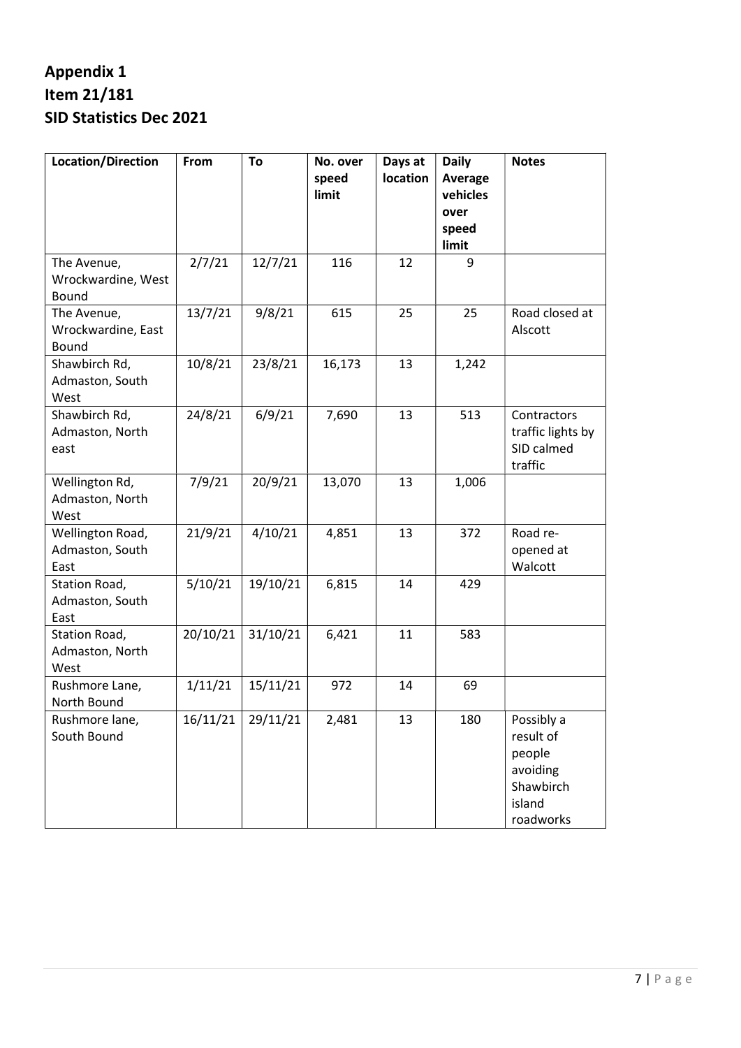# Appendix 1
# Item 21/181
# SID Statistics Dec 2021

| Location/Direction | From | To | No. over speed limit | Days at location | Daily Average vehicles over speed limit | Notes |
|---|---|---|---|---|---|---|
| The Avenue, Wrockwardine, West Bound | 2/7/21 | 12/7/21 | 116 | 12 | 9 | |
| The Avenue, Wrockwardine, East Bound | 13/7/21 | 9/8/21 | 615 | 25 | 25 | Road closed at Alscott |
| Shawbirch Rd, Admaston, South West | 10/8/21 | 23/8/21 | 16,173 | 13 | 1,242 | |
| Shawbirch Rd, Admaston, North east | 24/8/21 | 6/9/21 | 7,690 | 13 | 513 | Contractors traffic lights by SID calmed traffic |
| Wellington Rd, Admaston, North West | 7/9/21 | 20/9/21 | 13,070 | 13 | 1,006 | |
| Wellington Road, Admaston, South East | 21/9/21 | 4/10/21 | 4,851 | 13 | 372 | Road re-opened at Walcott |
| Station Road, Admaston, South East | 5/10/21 | 19/10/21 | 6,815 | 14 | 429 | |
| Station Road, Admaston, North West | 20/10/21 | 31/10/21 | 6,421 | 11 | 583 | |
| Rushmore Lane, North Bound | 1/11/21 | 15/11/21 | 972 | 14 | 69 | |
| Rushmore lane, South Bound | 16/11/21 | 29/11/21 | 2,481 | 13 | 180 | Possibly a result of people avoiding Shawbirch island roadworks |